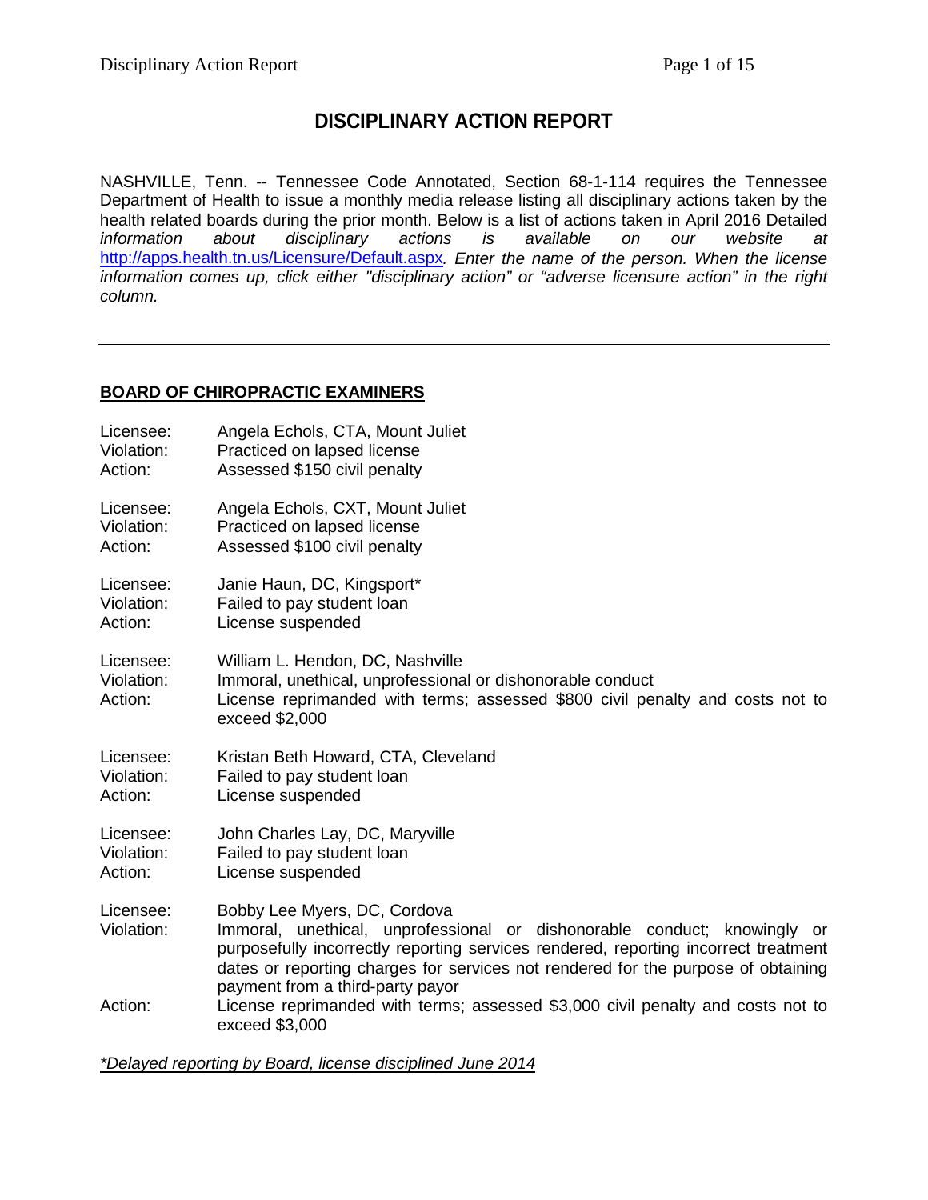# DISCIPLINARY ACTION REPORT

NASHVILLE, Tenn. -- Tennessee Code Annotated, Section 68-1-114 requires the Tennessee Department of Health to issue a monthly media release listing all disciplinary actions taken by the health related boards during the prior month. Below is a list of actions taken in April 2016 Detailed *information about disciplinary actions is available on our website at* [http://apps.health.tn.us/Licensure/Default.aspx](http://apps.health.tn.us/Licensure/Default.aspx)*. Enter the name of the person. When the license information comes up, click either "disciplinary action" or "adverse licensure action" in the right column.*

---

## BOARD OF CHIROPRACTIC EXAMINERS

Licensee: Angela Echols, CTA, Mount Juliet
Violation: Practiced on lapsed license
Action: Assessed $150 civil penalty

Licensee: Angela Echols, CXT, Mount Juliet
Violation: Practiced on lapsed license
Action: Assessed $100 civil penalty

Licensee: Janie Haun, DC, Kingsport*
Violation: Failed to pay student loan
Action: License suspended

Licensee: William L. Hendon, DC, Nashville
Violation: Immoral, unethical, unprofessional or dishonorable conduct
Action: License reprimanded with terms; assessed $800 civil penalty and costs not to exceed $2,000

Licensee: Kristan Beth Howard, CTA, Cleveland
Violation: Failed to pay student loan
Action: License suspended

Licensee: John Charles Lay, DC, Maryville
Violation: Failed to pay student loan
Action: License suspended

Licensee: Bobby Lee Myers, DC, Cordova
Violation: Immoral, unethical, unprofessional or dishonorable conduct; knowingly or purposefully incorrectly reporting services rendered, reporting incorrect treatment dates or reporting charges for services not rendered for the purpose of obtaining payment from a third-party payor
Action: License reprimanded with terms; assessed $3,000 civil penalty and costs not to exceed $3,000

*\*Delayed reporting by Board, license disciplined June 2014*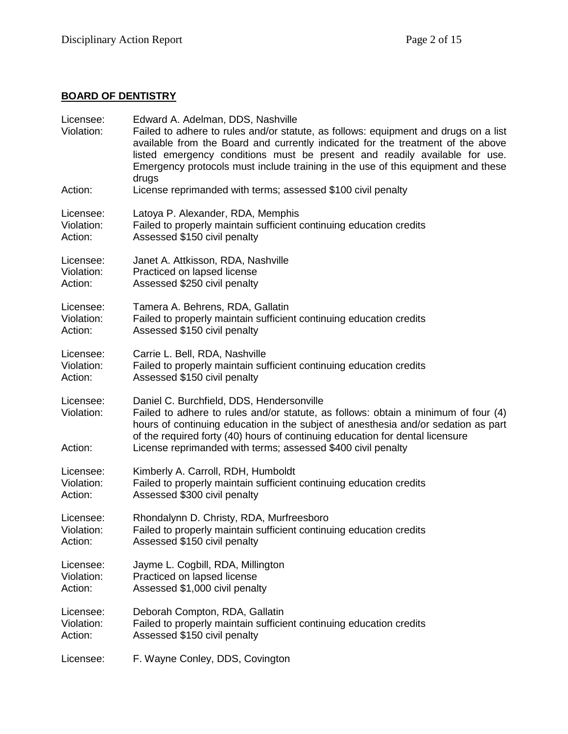**BOARD OF DENTISTRY**

Licensee: Edward A. Adelman, DDS, Nashville
Violation: Failed to adhere to rules and/or statute, as follows: equipment and drugs on a list available from the Board and currently indicated for the treatment of the above listed emergency conditions must be present and readily available for use. Emergency protocols must include training in the use of this equipment and these drugs
Action: License reprimanded with terms; assessed $100 civil penalty

Licensee: Latoya P. Alexander, RDA, Memphis
Violation: Failed to properly maintain sufficient continuing education credits
Action: Assessed $150 civil penalty

Licensee: Janet A. Attkisson, RDA, Nashville
Violation: Practiced on lapsed license
Action: Assessed $250 civil penalty

Licensee: Tamera A. Behrens, RDA, Gallatin
Violation: Failed to properly maintain sufficient continuing education credits
Action: Assessed $150 civil penalty

Licensee: Carrie L. Bell, RDA, Nashville
Violation: Failed to properly maintain sufficient continuing education credits
Action: Assessed $150 civil penalty

Licensee: Daniel C. Burchfield, DDS, Hendersonville
Violation: Failed to adhere to rules and/or statute, as follows: obtain a minimum of four (4) hours of continuing education in the subject of anesthesia and/or sedation as part of the required forty (40) hours of continuing education for dental licensure
Action: License reprimanded with terms; assessed $400 civil penalty

Licensee: Kimberly A. Carroll, RDH, Humboldt
Violation: Failed to properly maintain sufficient continuing education credits
Action: Assessed $300 civil penalty

Licensee: Rhondalynn D. Christy, RDA, Murfreesboro
Violation: Failed to properly maintain sufficient continuing education credits
Action: Assessed $150 civil penalty

Licensee: Jayme L. Cogbill, RDA, Millington
Violation: Practiced on lapsed license
Action: Assessed $1,000 civil penalty

Licensee: Deborah Compton, RDA, Gallatin
Violation: Failed to properly maintain sufficient continuing education credits
Action: Assessed $150 civil penalty

Licensee: F. Wayne Conley, DDS, Covington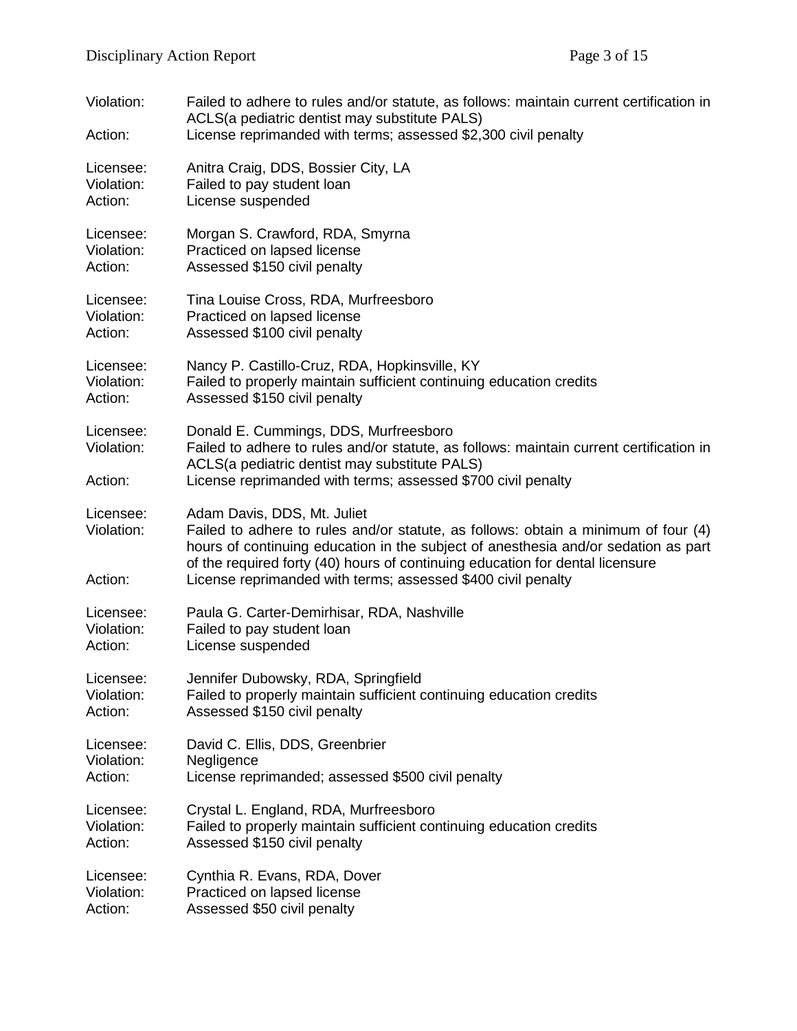Violation: Failed to adhere to rules and/or statute, as follows: maintain current certification in ACLS(a pediatric dentist may substitute PALS)
Action: License reprimanded with terms; assessed $2,300 civil penalty

Licensee: Anitra Craig, DDS, Bossier City, LA
Violation: Failed to pay student loan
Action: License suspended

Licensee: Morgan S. Crawford, RDA, Smyrna
Violation: Practiced on lapsed license
Action: Assessed $150 civil penalty

Licensee: Tina Louise Cross, RDA, Murfreesboro
Violation: Practiced on lapsed license
Action: Assessed $100 civil penalty

Licensee: Nancy P. Castillo-Cruz, RDA, Hopkinsville, KY
Violation: Failed to properly maintain sufficient continuing education credits
Action: Assessed $150 civil penalty

Licensee: Donald E. Cummings, DDS, Murfreesboro
Violation: Failed to adhere to rules and/or statute, as follows: maintain current certification in ACLS(a pediatric dentist may substitute PALS)
Action: License reprimanded with terms; assessed $700 civil penalty

Licensee: Adam Davis, DDS, Mt. Juliet
Violation: Failed to adhere to rules and/or statute, as follows: obtain a minimum of four (4) hours of continuing education in the subject of anesthesia and/or sedation as part of the required forty (40) hours of continuing education for dental licensure
Action: License reprimanded with terms; assessed $400 civil penalty

Licensee: Paula G. Carter-Demirhisar, RDA, Nashville
Violation: Failed to pay student loan
Action: License suspended

Licensee: Jennifer Dubowsky, RDA, Springfield
Violation: Failed to properly maintain sufficient continuing education credits
Action: Assessed $150 civil penalty

Licensee: David C. Ellis, DDS, Greenbrier
Violation: Negligence
Action: License reprimanded; assessed $500 civil penalty

Licensee: Crystal L. England, RDA, Murfreesboro
Violation: Failed to properly maintain sufficient continuing education credits
Action: Assessed $150 civil penalty

Licensee: Cynthia R. Evans, RDA, Dover
Violation: Practiced on lapsed license
Action: Assessed $50 civil penalty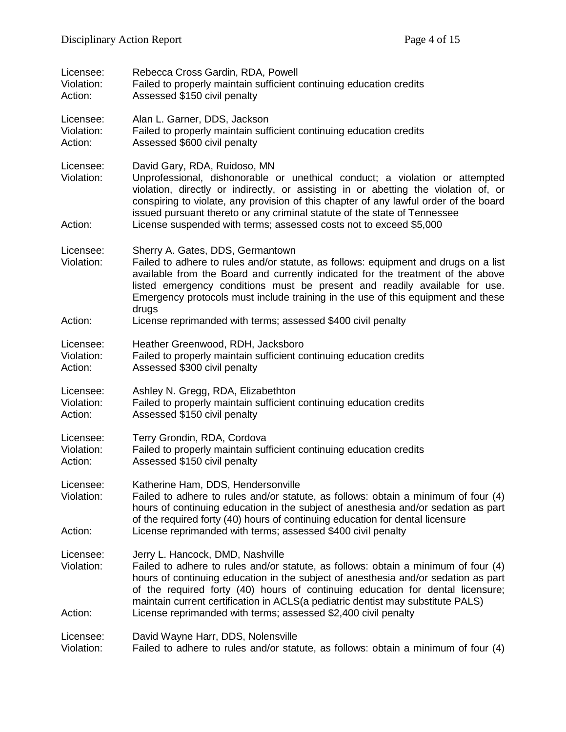Licensee: Rebecca Cross Gardin, RDA, Powell
Violation: Failed to properly maintain sufficient continuing education credits
Action: Assessed $150 civil penalty

Licensee: Alan L. Garner, DDS, Jackson
Violation: Failed to properly maintain sufficient continuing education credits
Action: Assessed $600 civil penalty

Licensee: David Gary, RDA, Ruidoso, MN
Violation: Unprofessional, dishonorable or unethical conduct; a violation or attempted violation, directly or indirectly, or assisting in or abetting the violation of, or conspiring to violate, any provision of this chapter of any lawful order of the board issued pursuant thereto or any criminal statute of the state of Tennessee
Action: License suspended with terms; assessed costs not to exceed $5,000

Licensee: Sherry A. Gates, DDS, Germantown
Violation: Failed to adhere to rules and/or statute, as follows: equipment and drugs on a list available from the Board and currently indicated for the treatment of the above listed emergency conditions must be present and readily available for use. Emergency protocols must include training in the use of this equipment and these drugs
Action: License reprimanded with terms; assessed $400 civil penalty

Licensee: Heather Greenwood, RDH, Jacksboro
Violation: Failed to properly maintain sufficient continuing education credits
Action: Assessed $300 civil penalty

Licensee: Ashley N. Gregg, RDA, Elizabethton
Violation: Failed to properly maintain sufficient continuing education credits
Action: Assessed $150 civil penalty

Licensee: Terry Grondin, RDA, Cordova
Violation: Failed to properly maintain sufficient continuing education credits
Action: Assessed $150 civil penalty

Licensee: Katherine Ham, DDS, Hendersonville
Violation: Failed to adhere to rules and/or statute, as follows: obtain a minimum of four (4) hours of continuing education in the subject of anesthesia and/or sedation as part of the required forty (40) hours of continuing education for dental licensure
Action: License reprimanded with terms; assessed $400 civil penalty

Licensee: Jerry L. Hancock, DMD, Nashville
Violation: Failed to adhere to rules and/or statute, as follows: obtain a minimum of four (4) hours of continuing education in the subject of anesthesia and/or sedation as part of the required forty (40) hours of continuing education for dental licensure; maintain current certification in ACLS(a pediatric dentist may substitute PALS)
Action: License reprimanded with terms; assessed $2,400 civil penalty

Licensee: David Wayne Harr, DDS, Nolensville
Violation: Failed to adhere to rules and/or statute, as follows: obtain a minimum of four (4)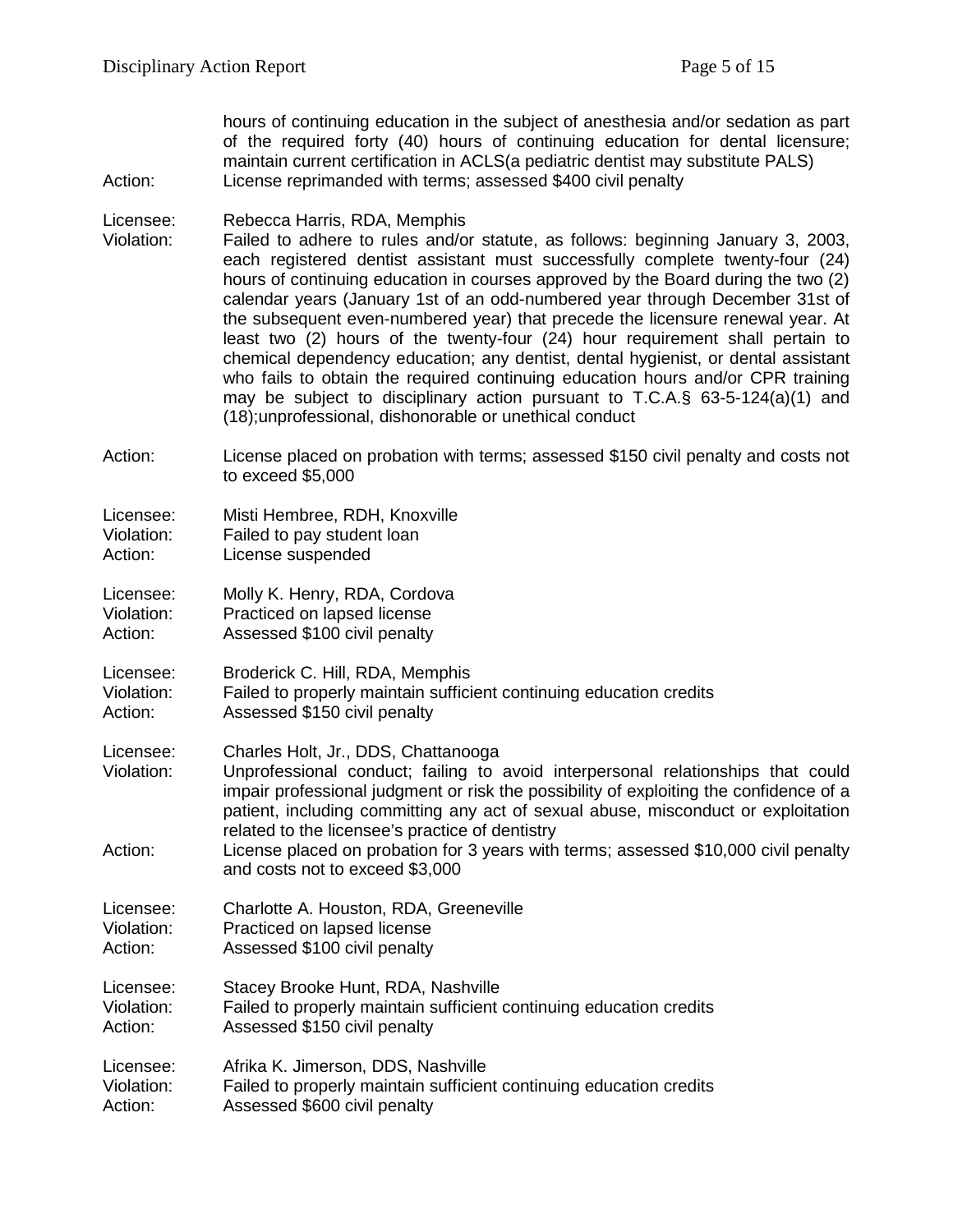hours of continuing education in the subject of anesthesia and/or sedation as part of the required forty (40) hours of continuing education for dental licensure; maintain current certification in ACLS(a pediatric dentist may substitute PALS)

Action: License reprimanded with terms; assessed $400 civil penalty

Licensee: Rebecca Harris, RDA, Memphis
Violation: Failed to adhere to rules and/or statute, as follows: beginning January 3, 2003, each registered dentist assistant must successfully complete twenty-four (24) hours of continuing education in courses approved by the Board during the two (2) calendar years (January 1st of an odd-numbered year through December 31st of the subsequent even-numbered year) that precede the licensure renewal year. At least two (2) hours of the twenty-four (24) hour requirement shall pertain to chemical dependency education; any dentist, dental hygienist, or dental assistant who fails to obtain the required continuing education hours and/or CPR training may be subject to disciplinary action pursuant to T.C.A.§ 63-5-124(a)(1) and (18);unprofessional, dishonorable or unethical conduct
Action: License placed on probation with terms; assessed $150 civil penalty and costs not to exceed $5,000

Licensee: Misti Hembree, RDH, Knoxville
Violation: Failed to pay student loan
Action: License suspended

Licensee: Molly K. Henry, RDA, Cordova
Violation: Practiced on lapsed license
Action: Assessed $100 civil penalty

Licensee: Broderick C. Hill, RDA, Memphis
Violation: Failed to properly maintain sufficient continuing education credits
Action: Assessed $150 civil penalty

Licensee: Charles Holt, Jr., DDS, Chattanooga
Violation: Unprofessional conduct; failing to avoid interpersonal relationships that could impair professional judgment or risk the possibility of exploiting the confidence of a patient, including committing any act of sexual abuse, misconduct or exploitation related to the licensee's practice of dentistry
Action: License placed on probation for 3 years with terms; assessed $10,000 civil penalty and costs not to exceed $3,000

Licensee: Charlotte A. Houston, RDA, Greeneville
Violation: Practiced on lapsed license
Action: Assessed $100 civil penalty

Licensee: Stacey Brooke Hunt, RDA, Nashville
Violation: Failed to properly maintain sufficient continuing education credits
Action: Assessed $150 civil penalty

Licensee: Afrika K. Jimerson, DDS, Nashville
Violation: Failed to properly maintain sufficient continuing education credits
Action: Assessed $600 civil penalty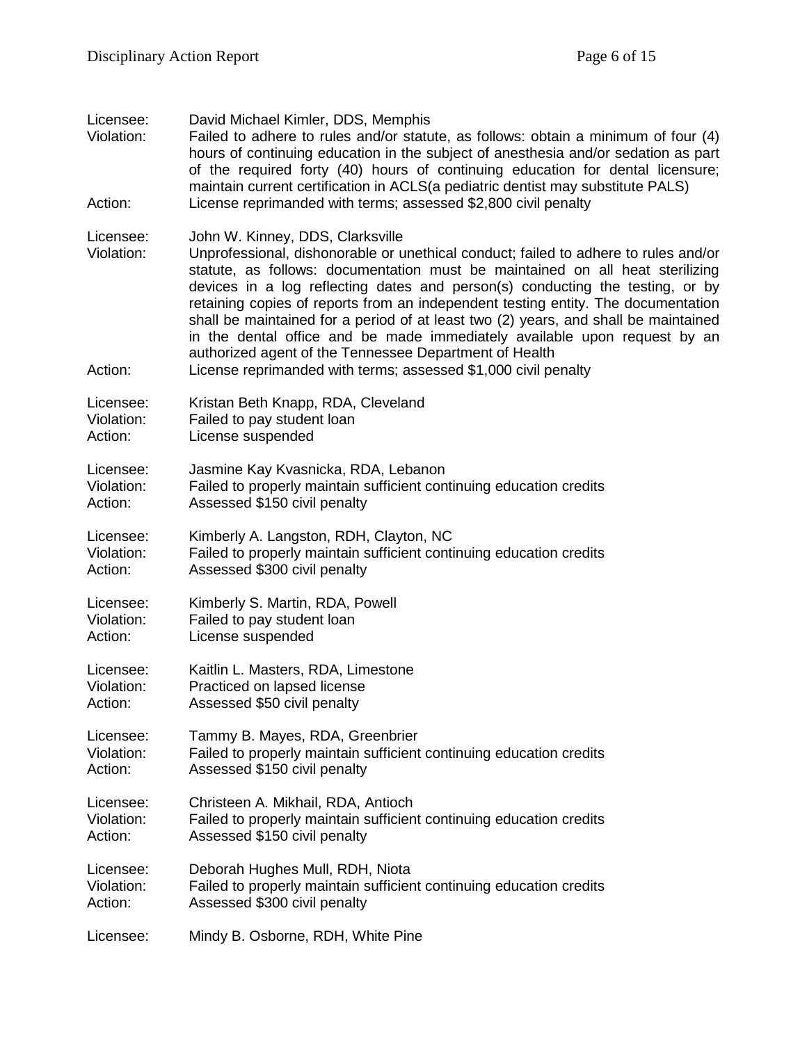Licensee: David Michael Kimler, DDS, Memphis
Violation: Failed to adhere to rules and/or statute, as follows: obtain a minimum of four (4) hours of continuing education in the subject of anesthesia and/or sedation as part of the required forty (40) hours of continuing education for dental licensure; maintain current certification in ACLS(a pediatric dentist may substitute PALS)
Action: License reprimanded with terms; assessed $2,800 civil penalty

Licensee: John W. Kinney, DDS, Clarksville
Violation: Unprofessional, dishonorable or unethical conduct; failed to adhere to rules and/or statute, as follows: documentation must be maintained on all heat sterilizing devices in a log reflecting dates and person(s) conducting the testing, or by retaining copies of reports from an independent testing entity. The documentation shall be maintained for a period of at least two (2) years, and shall be maintained in the dental office and be made immediately available upon request by an authorized agent of the Tennessee Department of Health
Action: License reprimanded with terms; assessed $1,000 civil penalty

Licensee: Kristan Beth Knapp, RDA, Cleveland
Violation: Failed to pay student loan
Action: License suspended

Licensee: Jasmine Kay Kvasnicka, RDA, Lebanon
Violation: Failed to properly maintain sufficient continuing education credits
Action: Assessed $150 civil penalty

Licensee: Kimberly A. Langston, RDH, Clayton, NC
Violation: Failed to properly maintain sufficient continuing education credits
Action: Assessed $300 civil penalty

Licensee: Kimberly S. Martin, RDA, Powell
Violation: Failed to pay student loan
Action: License suspended

Licensee: Kaitlin L. Masters, RDA, Limestone
Violation: Practiced on lapsed license
Action: Assessed $50 civil penalty

Licensee: Tammy B. Mayes, RDA, Greenbrier
Violation: Failed to properly maintain sufficient continuing education credits
Action: Assessed $150 civil penalty

Licensee: Christeen A. Mikhail, RDA, Antioch
Violation: Failed to properly maintain sufficient continuing education credits
Action: Assessed $150 civil penalty

Licensee: Deborah Hughes Mull, RDH, Niota
Violation: Failed to properly maintain sufficient continuing education credits
Action: Assessed $300 civil penalty

Licensee: Mindy B. Osborne, RDH, White Pine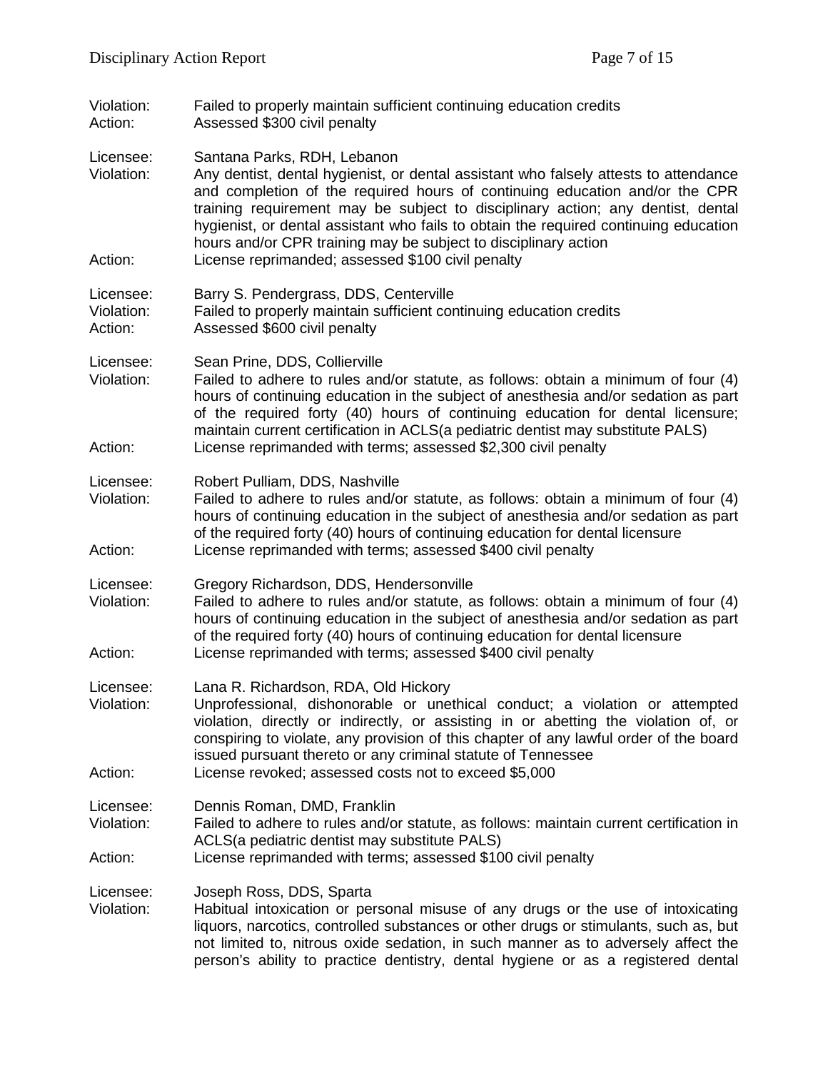Violation: Failed to properly maintain sufficient continuing education credits
Action: Assessed $300 civil penalty

Licensee: Santana Parks, RDH, Lebanon
Violation: Any dentist, dental hygienist, or dental assistant who falsely attests to attendance and completion of the required hours of continuing education and/or the CPR training requirement may be subject to disciplinary action; any dentist, dental hygienist, or dental assistant who fails to obtain the required continuing education hours and/or CPR training may be subject to disciplinary action
Action: License reprimanded; assessed $100 civil penalty

Licensee: Barry S. Pendergrass, DDS, Centerville
Violation: Failed to properly maintain sufficient continuing education credits
Action: Assessed $600 civil penalty

Licensee: Sean Prine, DDS, Collierville
Violation: Failed to adhere to rules and/or statute, as follows: obtain a minimum of four (4) hours of continuing education in the subject of anesthesia and/or sedation as part of the required forty (40) hours of continuing education for dental licensure; maintain current certification in ACLS(a pediatric dentist may substitute PALS)
Action: License reprimanded with terms; assessed $2,300 civil penalty

Licensee: Robert Pulliam, DDS, Nashville
Violation: Failed to adhere to rules and/or statute, as follows: obtain a minimum of four (4) hours of continuing education in the subject of anesthesia and/or sedation as part of the required forty (40) hours of continuing education for dental licensure
Action: License reprimanded with terms; assessed $400 civil penalty

Licensee: Gregory Richardson, DDS, Hendersonville
Violation: Failed to adhere to rules and/or statute, as follows: obtain a minimum of four (4) hours of continuing education in the subject of anesthesia and/or sedation as part of the required forty (40) hours of continuing education for dental licensure
Action: License reprimanded with terms; assessed $400 civil penalty

Licensee: Lana R. Richardson, RDA, Old Hickory
Violation: Unprofessional, dishonorable or unethical conduct; a violation or attempted violation, directly or indirectly, or assisting in or abetting the violation of, or conspiring to violate, any provision of this chapter of any lawful order of the board issued pursuant thereto or any criminal statute of Tennessee
Action: License revoked; assessed costs not to exceed $5,000

Licensee: Dennis Roman, DMD, Franklin
Violation: Failed to adhere to rules and/or statute, as follows: maintain current certification in ACLS(a pediatric dentist may substitute PALS)
Action: License reprimanded with terms; assessed $100 civil penalty

Licensee: Joseph Ross, DDS, Sparta
Violation: Habitual intoxication or personal misuse of any drugs or the use of intoxicating liquors, narcotics, controlled substances or other drugs or stimulants, such as, but not limited to, nitrous oxide sedation, in such manner as to adversely affect the person's ability to practice dentistry, dental hygiene or as a registered dental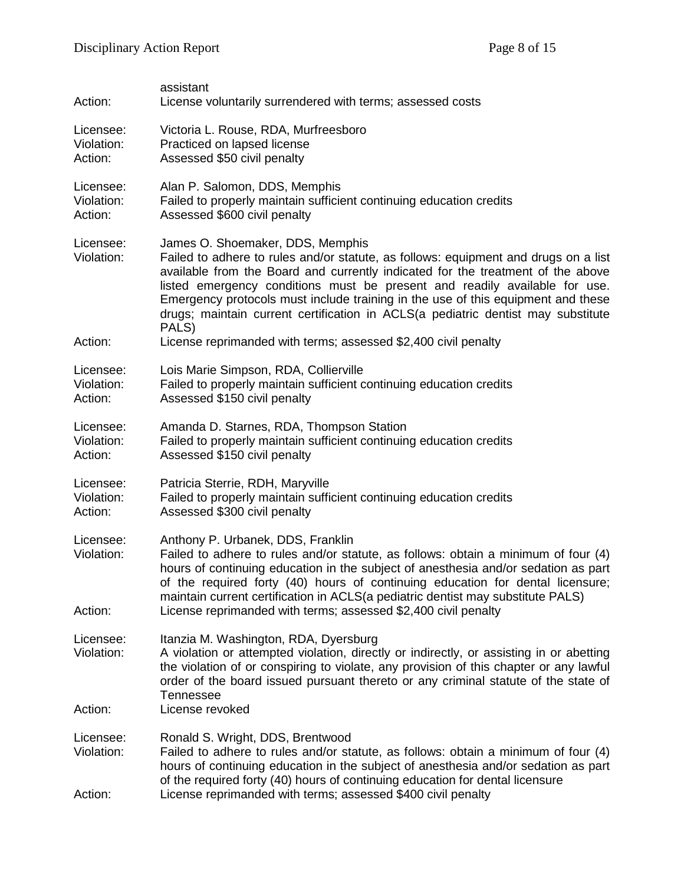assistant
Action: License voluntarily surrendered with terms; assessed costs

Licensee: Victoria L. Rouse, RDA, Murfreesboro
Violation: Practiced on lapsed license
Action: Assessed $50 civil penalty

Licensee: Alan P. Salomon, DDS, Memphis
Violation: Failed to properly maintain sufficient continuing education credits
Action: Assessed $600 civil penalty

Licensee: James O. Shoemaker, DDS, Memphis
Violation: Failed to adhere to rules and/or statute, as follows: equipment and drugs on a list available from the Board and currently indicated for the treatment of the above listed emergency conditions must be present and readily available for use. Emergency protocols must include training in the use of this equipment and these drugs; maintain current certification in ACLS(a pediatric dentist may substitute PALS)
Action: License reprimanded with terms; assessed $2,400 civil penalty

Licensee: Lois Marie Simpson, RDA, Collierville
Violation: Failed to properly maintain sufficient continuing education credits
Action: Assessed $150 civil penalty

Licensee: Amanda D. Starnes, RDA, Thompson Station
Violation: Failed to properly maintain sufficient continuing education credits
Action: Assessed $150 civil penalty

Licensee: Patricia Sterrie, RDH, Maryville
Violation: Failed to properly maintain sufficient continuing education credits
Action: Assessed $300 civil penalty

Licensee: Anthony P. Urbanek, DDS, Franklin
Violation: Failed to adhere to rules and/or statute, as follows: obtain a minimum of four (4) hours of continuing education in the subject of anesthesia and/or sedation as part of the required forty (40) hours of continuing education for dental licensure; maintain current certification in ACLS(a pediatric dentist may substitute PALS)
Action: License reprimanded with terms; assessed $2,400 civil penalty

Licensee: Itanzia M. Washington, RDA, Dyersburg
Violation: A violation or attempted violation, directly or indirectly, or assisting in or abetting the violation of or conspiring to violate, any provision of this chapter or any lawful order of the board issued pursuant thereto or any criminal statute of the state of Tennessee
Action: License revoked

Licensee: Ronald S. Wright, DDS, Brentwood
Violation: Failed to adhere to rules and/or statute, as follows: obtain a minimum of four (4) hours of continuing education in the subject of anesthesia and/or sedation as part of the required forty (40) hours of continuing education for dental licensure
Action: License reprimanded with terms; assessed $400 civil penalty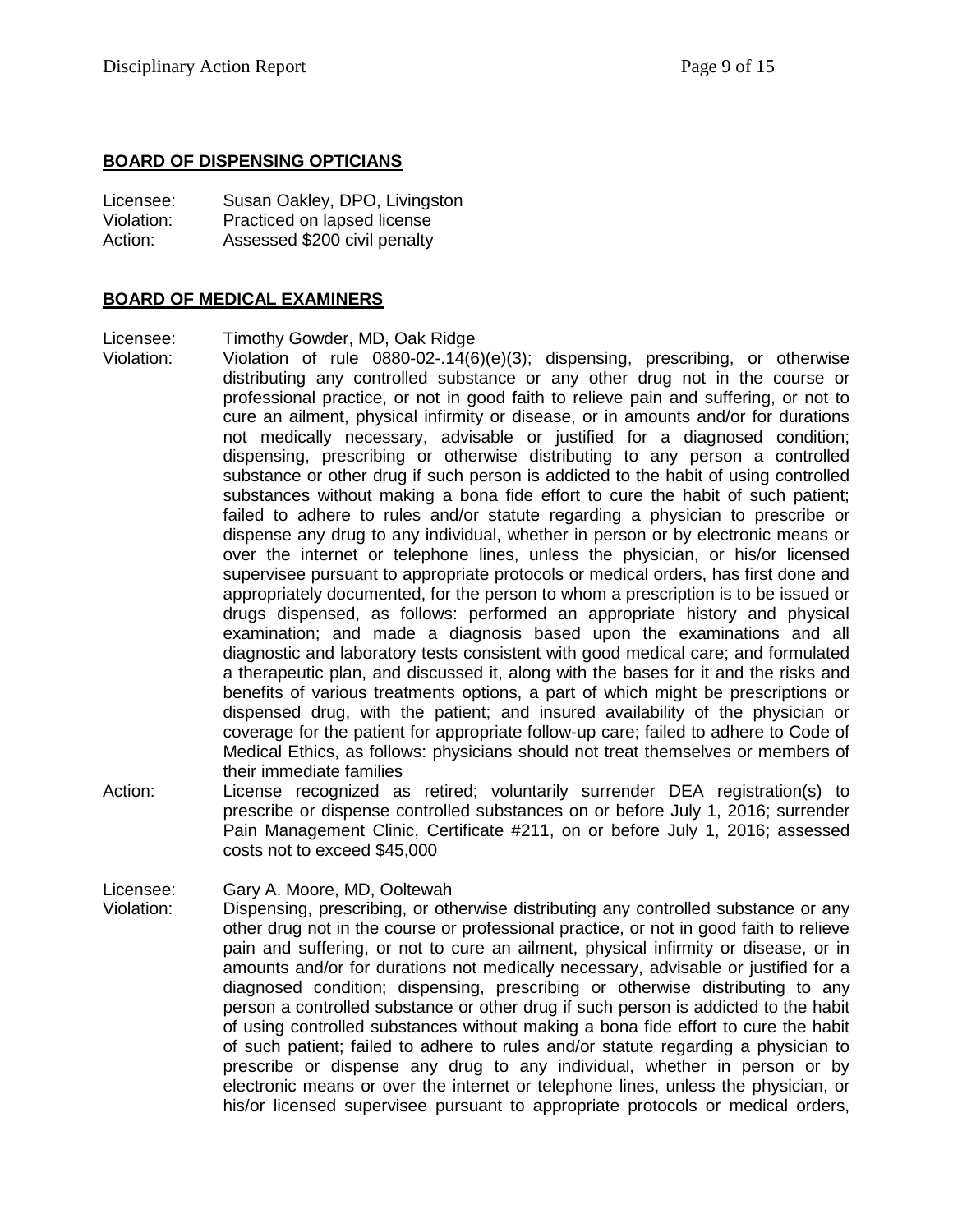## BOARD OF DISPENSING OPTICIANS

Licensee: Susan Oakley, DPO, Livingston
Violation: Practiced on lapsed license
Action: Assessed $200 civil penalty

## BOARD OF MEDICAL EXAMINERS

Licensee: Timothy Gowder, MD, Oak Ridge
Violation: Violation of rule 0880-02-.14(6)(e)(3); dispensing, prescribing, or otherwise distributing any controlled substance or any other drug not in the course or professional practice, or not in good faith to relieve pain and suffering, or not to cure an ailment, physical infirmity or disease, or in amounts and/or for durations not medically necessary, advisable or justified for a diagnosed condition; dispensing, prescribing or otherwise distributing to any person a controlled substance or other drug if such person is addicted to the habit of using controlled substances without making a bona fide effort to cure the habit of such patient; failed to adhere to rules and/or statute regarding a physician to prescribe or dispense any drug to any individual, whether in person or by electronic means or over the internet or telephone lines, unless the physician, or his/or licensed supervisee pursuant to appropriate protocols or medical orders, has first done and appropriately documented, for the person to whom a prescription is to be issued or drugs dispensed, as follows: performed an appropriate history and physical examination; and made a diagnosis based upon the examinations and all diagnostic and laboratory tests consistent with good medical care; and formulated a therapeutic plan, and discussed it, along with the bases for it and the risks and benefits of various treatments options, a part of which might be prescriptions or dispensed drug, with the patient; and insured availability of the physician or coverage for the patient for appropriate follow-up care; failed to adhere to Code of Medical Ethics, as follows: physicians should not treat themselves or members of their immediate families
Action: License recognized as retired; voluntarily surrender DEA registration(s) to prescribe or dispense controlled substances on or before July 1, 2016; surrender Pain Management Clinic, Certificate #211, on or before July 1, 2016; assessed costs not to exceed $45,000

Licensee: Gary A. Moore, MD, Ooltewah
Violation: Dispensing, prescribing, or otherwise distributing any controlled substance or any other drug not in the course or professional practice, or not in good faith to relieve pain and suffering, or not to cure an ailment, physical infirmity or disease, or in amounts and/or for durations not medically necessary, advisable or justified for a diagnosed condition; dispensing, prescribing or otherwise distributing to any person a controlled substance or other drug if such person is addicted to the habit of using controlled substances without making a bona fide effort to cure the habit of such patient; failed to adhere to rules and/or statute regarding a physician to prescribe or dispense any drug to any individual, whether in person or by electronic means or over the internet or telephone lines, unless the physician, or his/or licensed supervisee pursuant to appropriate protocols or medical orders,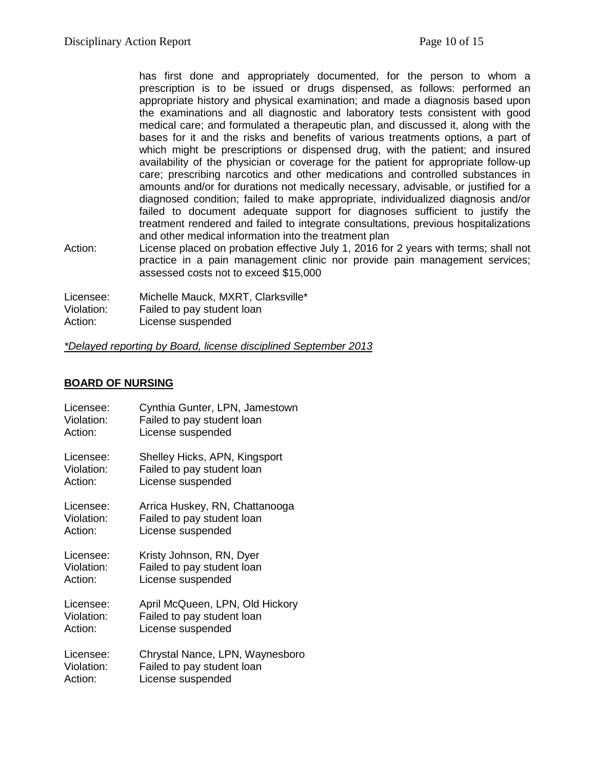has first done and appropriately documented, for the person to whom a prescription is to be issued or drugs dispensed, as follows: performed an appropriate history and physical examination; and made a diagnosis based upon the examinations and all diagnostic and laboratory tests consistent with good medical care; and formulated a therapeutic plan, and discussed it, along with the bases for it and the risks and benefits of various treatments options, a part of which might be prescriptions or dispensed drug, with the patient; and insured availability of the physician or coverage for the patient for appropriate follow-up care; prescribing narcotics and other medications and controlled substances in amounts and/or for durations not medically necessary, advisable, or justified for a diagnosed condition; failed to make appropriate, individualized diagnosis and/or failed to document adequate support for diagnoses sufficient to justify the treatment rendered and failed to integrate consultations, previous hospitalizations and other medical information into the treatment plan

Action: License placed on probation effective July 1, 2016 for 2 years with terms; shall not practice in a pain management clinic nor provide pain management services; assessed costs not to exceed $15,000

Licensee: Michelle Mauck, MXRT, Clarksville*
Violation: Failed to pay student loan
Action: License suspended

*\*Delayed reporting by Board, license disciplined September 2013*

## BOARD OF NURSING

Licensee: Cynthia Gunter, LPN, Jamestown
Violation: Failed to pay student loan
Action: License suspended

Licensee: Shelley Hicks, APN, Kingsport
Violation: Failed to pay student loan
Action: License suspended

Licensee: Arrica Huskey, RN, Chattanooga
Violation: Failed to pay student loan
Action: License suspended

Licensee: Kristy Johnson, RN, Dyer
Violation: Failed to pay student loan
Action: License suspended

Licensee: April McQueen, LPN, Old Hickory
Violation: Failed to pay student loan
Action: License suspended

Licensee: Chrystal Nance, LPN, Waynesboro
Violation: Failed to pay student loan
Action: License suspended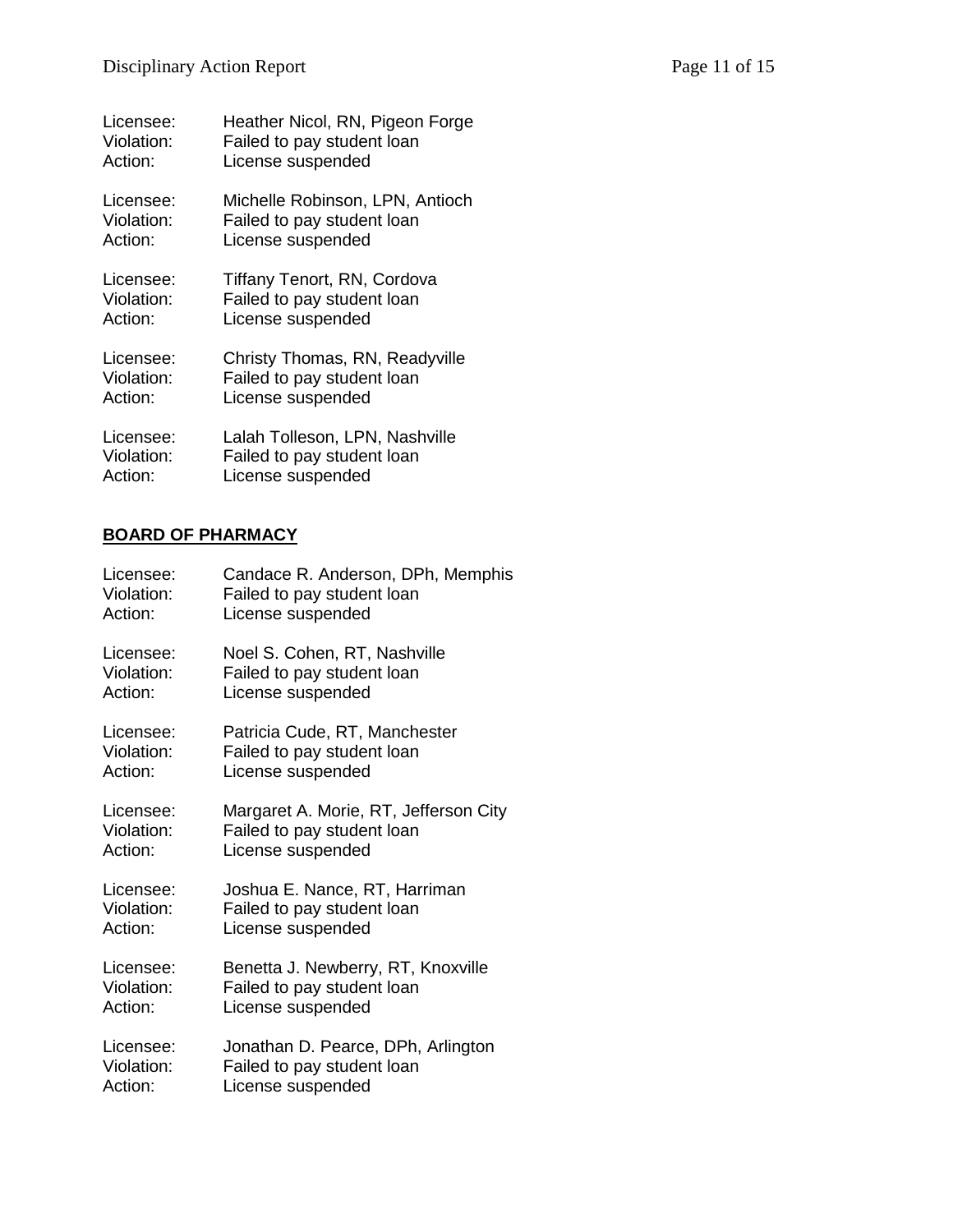Licensee: Heather Nicol, RN, Pigeon Forge
Violation: Failed to pay student loan
Action: License suspended

Licensee: Michelle Robinson, LPN, Antioch
Violation: Failed to pay student loan
Action: License suspended

Licensee: Tiffany Tenort, RN, Cordova
Violation: Failed to pay student loan
Action: License suspended

Licensee: Christy Thomas, RN, Readyville
Violation: Failed to pay student loan
Action: License suspended

Licensee: Lalah Tolleson, LPN, Nashville
Violation: Failed to pay student loan
Action: License suspended

## BOARD OF PHARMACY

Licensee: Candace R. Anderson, DPh, Memphis
Violation: Failed to pay student loan
Action: License suspended

Licensee: Noel S. Cohen, RT, Nashville
Violation: Failed to pay student loan
Action: License suspended

Licensee: Patricia Cude, RT, Manchester
Violation: Failed to pay student loan
Action: License suspended

Licensee: Margaret A. Morie, RT, Jefferson City
Violation: Failed to pay student loan
Action: License suspended

Licensee: Joshua E. Nance, RT, Harriman
Violation: Failed to pay student loan
Action: License suspended

Licensee: Benetta J. Newberry, RT, Knoxville
Violation: Failed to pay student loan
Action: License suspended

Licensee: Jonathan D. Pearce, DPh, Arlington
Violation: Failed to pay student loan
Action: License suspended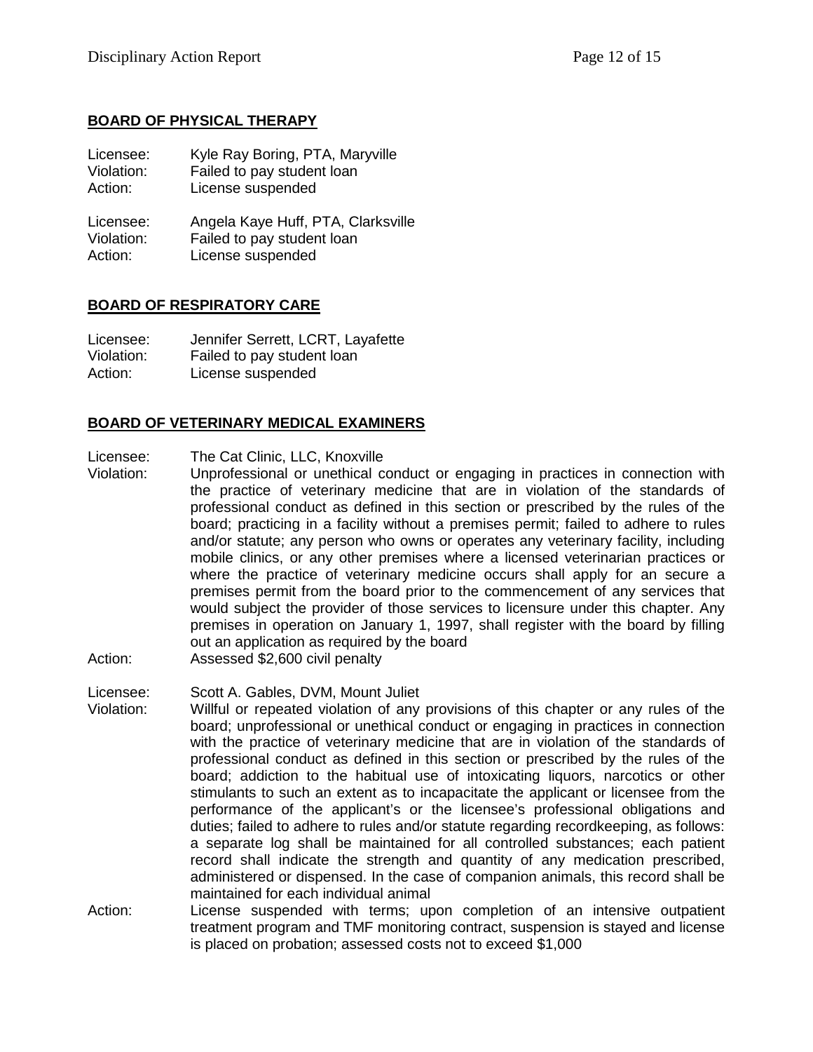## BOARD OF PHYSICAL THERAPY

Licensee: Kyle Ray Boring, PTA, Maryville
Violation: Failed to pay student loan
Action: License suspended

Licensee: Angela Kaye Huff, PTA, Clarksville
Violation: Failed to pay student loan
Action: License suspended

## BOARD OF RESPIRATORY CARE

Licensee: Jennifer Serrett, LCRT, Layafette
Violation: Failed to pay student loan
Action: License suspended

## BOARD OF VETERINARY MEDICAL EXAMINERS

Licensee: The Cat Clinic, LLC, Knoxville
Violation: Unprofessional or unethical conduct or engaging in practices in connection with the practice of veterinary medicine that are in violation of the standards of professional conduct as defined in this section or prescribed by the rules of the board; practicing in a facility without a premises permit; failed to adhere to rules and/or statute; any person who owns or operates any veterinary facility, including mobile clinics, or any other premises where a licensed veterinarian practices or where the practice of veterinary medicine occurs shall apply for an secure a premises permit from the board prior to the commencement of any services that would subject the provider of those services to licensure under this chapter. Any premises in operation on January 1, 1997, shall register with the board by filling out an application as required by the board
Action: Assessed $2,600 civil penalty

Licensee: Scott A. Gables, DVM, Mount Juliet
Violation: Willful or repeated violation of any provisions of this chapter or any rules of the board; unprofessional or unethical conduct or engaging in practices in connection with the practice of veterinary medicine that are in violation of the standards of professional conduct as defined in this section or prescribed by the rules of the board; addiction to the habitual use of intoxicating liquors, narcotics or other stimulants to such an extent as to incapacitate the applicant or licensee from the performance of the applicant's or the licensee's professional obligations and duties; failed to adhere to rules and/or statute regarding recordkeeping, as follows: a separate log shall be maintained for all controlled substances; each patient record shall indicate the strength and quantity of any medication prescribed, administered or dispensed. In the case of companion animals, this record shall be maintained for each individual animal
Action: License suspended with terms; upon completion of an intensive outpatient treatment program and TMF monitoring contract, suspension is stayed and license is placed on probation; assessed costs not to exceed $1,000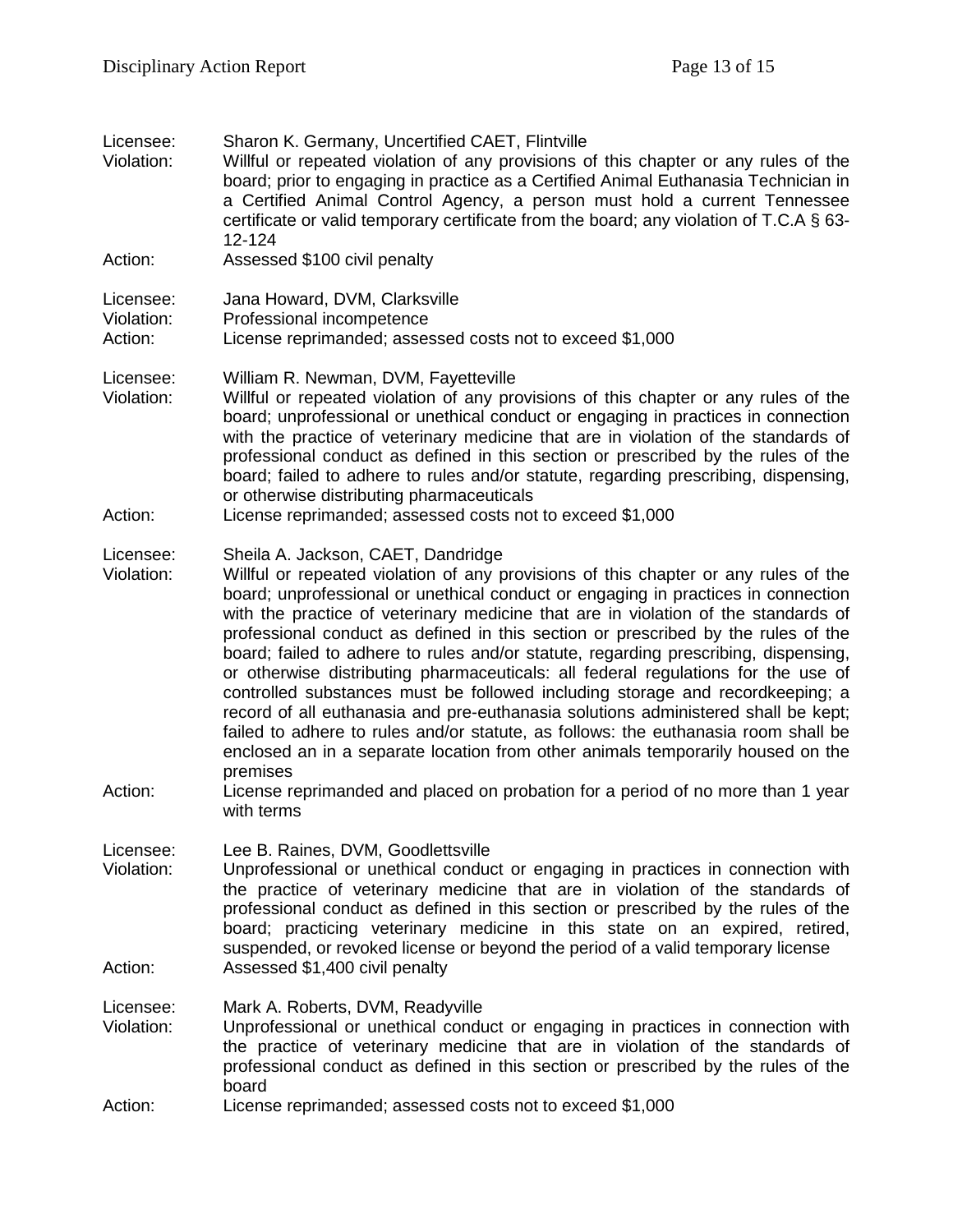Licensee: Sharon K. Germany, Uncertified CAET, Flintville
Violation: Willful or repeated violation of any provisions of this chapter or any rules of the board; prior to engaging in practice as a Certified Animal Euthanasia Technician in a Certified Animal Control Agency, a person must hold a current Tennessee certificate or valid temporary certificate from the board; any violation of T.C.A § 63-12-124
Action: Assessed $100 civil penalty

Licensee: Jana Howard, DVM, Clarksville
Violation: Professional incompetence
Action: License reprimanded; assessed costs not to exceed $1,000

Licensee: William R. Newman, DVM, Fayetteville
Violation: Willful or repeated violation of any provisions of this chapter or any rules of the board; unprofessional or unethical conduct or engaging in practices in connection with the practice of veterinary medicine that are in violation of the standards of professional conduct as defined in this section or prescribed by the rules of the board; failed to adhere to rules and/or statute, regarding prescribing, dispensing, or otherwise distributing pharmaceuticals
Action: License reprimanded; assessed costs not to exceed $1,000

Licensee: Sheila A. Jackson, CAET, Dandridge
Violation: Willful or repeated violation of any provisions of this chapter or any rules of the board; unprofessional or unethical conduct or engaging in practices in connection with the practice of veterinary medicine that are in violation of the standards of professional conduct as defined in this section or prescribed by the rules of the board; failed to adhere to rules and/or statute, regarding prescribing, dispensing, or otherwise distributing pharmaceuticals: all federal regulations for the use of controlled substances must be followed including storage and recordkeeping; a record of all euthanasia and pre-euthanasia solutions administered shall be kept; failed to adhere to rules and/or statute, as follows: the euthanasia room shall be enclosed an in a separate location from other animals temporarily housed on the premises
Action: License reprimanded and placed on probation for a period of no more than 1 year with terms

Licensee: Lee B. Raines, DVM, Goodlettsville
Violation: Unprofessional or unethical conduct or engaging in practices in connection with the practice of veterinary medicine that are in violation of the standards of professional conduct as defined in this section or prescribed by the rules of the board; practicing veterinary medicine in this state on an expired, retired, suspended, or revoked license or beyond the period of a valid temporary license
Action: Assessed $1,400 civil penalty

Licensee: Mark A. Roberts, DVM, Readyville
Violation: Unprofessional or unethical conduct or engaging in practices in connection with the practice of veterinary medicine that are in violation of the standards of professional conduct as defined in this section or prescribed by the rules of the board
Action: License reprimanded; assessed costs not to exceed $1,000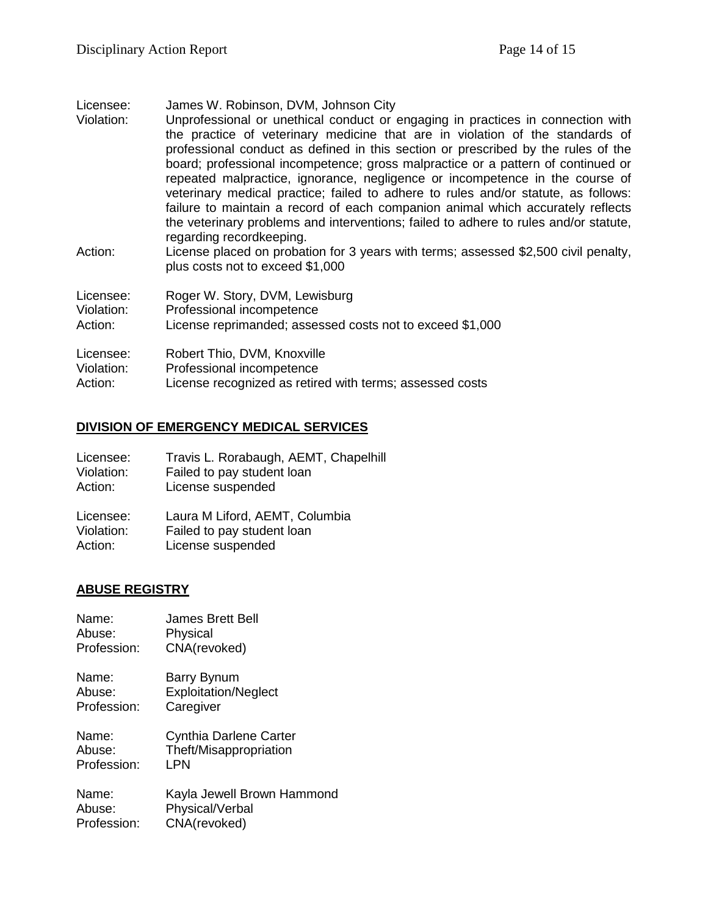Licensee: James W. Robinson, DVM, Johnson City
Violation: Unprofessional or unethical conduct or engaging in practices in connection with the practice of veterinary medicine that are in violation of the standards of professional conduct as defined in this section or prescribed by the rules of the board; professional incompetence; gross malpractice or a pattern of continued or repeated malpractice, ignorance, negligence or incompetence in the course of veterinary medical practice; failed to adhere to rules and/or statute, as follows: failure to maintain a record of each companion animal which accurately reflects the veterinary problems and interventions; failed to adhere to rules and/or statute, regarding recordkeeping.
Action: License placed on probation for 3 years with terms; assessed $2,500 civil penalty, plus costs not to exceed $1,000

Licensee: Roger W. Story, DVM, Lewisburg
Violation: Professional incompetence
Action: License reprimanded; assessed costs not to exceed $1,000

Licensee: Robert Thio, DVM, Knoxville
Violation: Professional incompetence
Action: License recognized as retired with terms; assessed costs

## DIVISION OF EMERGENCY MEDICAL SERVICES

Licensee: Travis L. Rorabaugh, AEMT, Chapelhill
Violation: Failed to pay student loan
Action: License suspended

Licensee: Laura M Liford, AEMT, Columbia
Violation: Failed to pay student loan
Action: License suspended

## ABUSE REGISTRY

Name: James Brett Bell
Abuse: Physical
Profession: CNA(revoked)

Name: Barry Bynum
Abuse: Exploitation/Neglect
Profession: Caregiver

Name: Cynthia Darlene Carter
Abuse: Theft/Misappropriation
Profession: LPN

Name: Kayla Jewell Brown Hammond
Abuse: Physical/Verbal
Profession: CNA(revoked)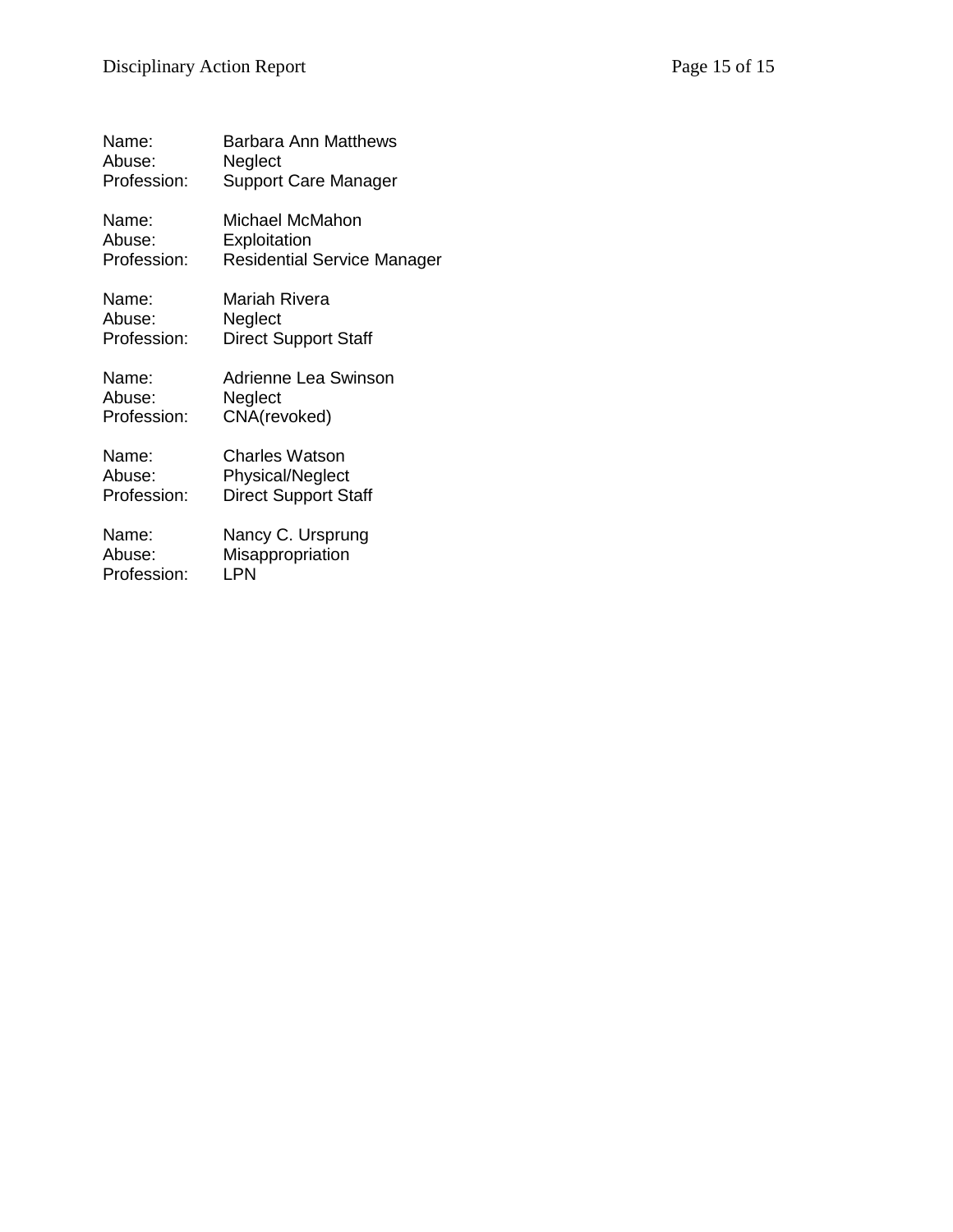Name: Barbara Ann Matthews
Abuse: Neglect
Profession: Support Care Manager

Name: Michael McMahon
Abuse: Exploitation
Profession: Residential Service Manager

Name: Mariah Rivera
Abuse: Neglect
Profession: Direct Support Staff

Name: Adrienne Lea Swinson
Abuse: Neglect
Profession: CNA(revoked)

Name: Charles Watson
Abuse: Physical/Neglect
Profession: Direct Support Staff

Name: Nancy C. Ursprung
Abuse: Misappropriation
Profession: LPN